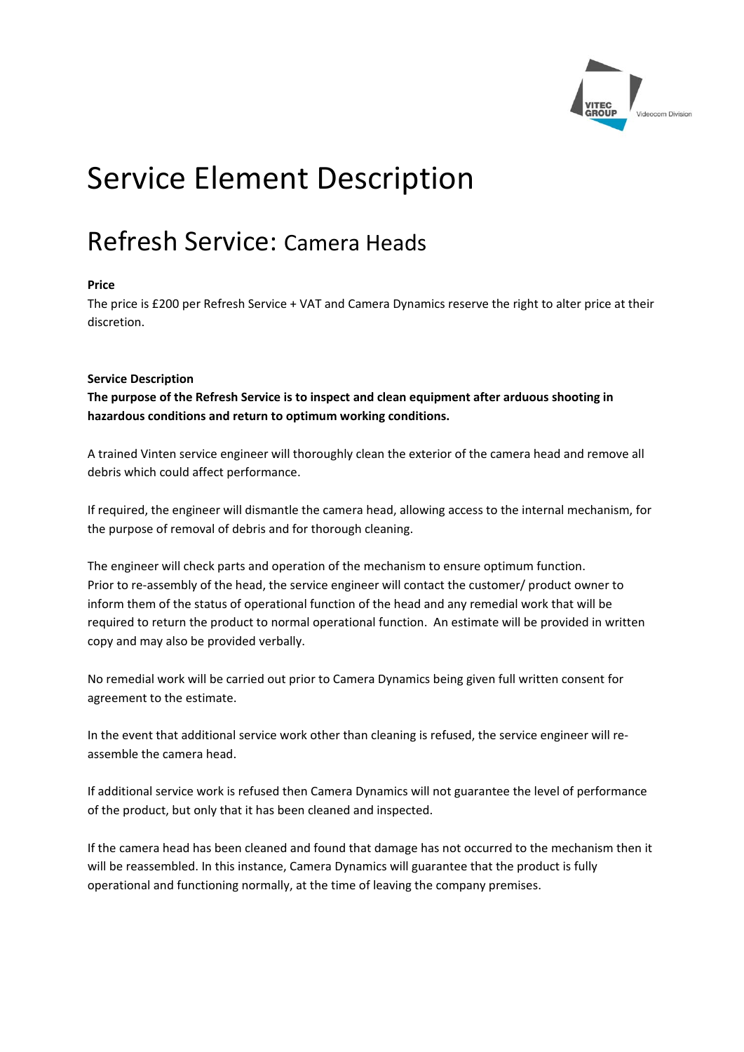# Service Element Description

## Refresh Service: Camera Heads

**Price**

The price is £200 per Refresh Service + VAT and Camera Dynamics reserve the right to alter price at their discretion.

**Service Description**

**The purpose of the Refresh Service is to inspect and clean equipment after arduous shooting in hazardous conditions and return to optimum working conditions.**

A trained Vinten service engineer will thoroughly clean the exterior of the camera head and remove all debris which could affect performance.

If required, the engineer will dismantle the camera head, allowing access to the internal mechanism, for the purpose of removal of debris and for thorough cleaning.

The engineer will check parts and operation of the mechanism to ensure optimum function.
Prior to re-assembly of the head, the service engineer will contact the customer/ product owner to inform them of the status of operational function of the head and any remedial work that will be required to return the product to normal operational function. An estimate will be provided in written copy and may also be provided verbally.

No remedial work will be carried out prior to Camera Dynamics being given full written consent for agreement to the estimate.

In the event that additional service work other than cleaning is refused, the service engineer will re-assemble the camera head.

If additional service work is refused then Camera Dynamics will not guarantee the level of performance of the product, but only that it has been cleaned and inspected.

If the camera head has been cleaned and found that damage has not occurred to the mechanism then it will be reassembled. In this instance, Camera Dynamics will guarantee that the product is fully operational and functioning normally, at the time of leaving the company premises.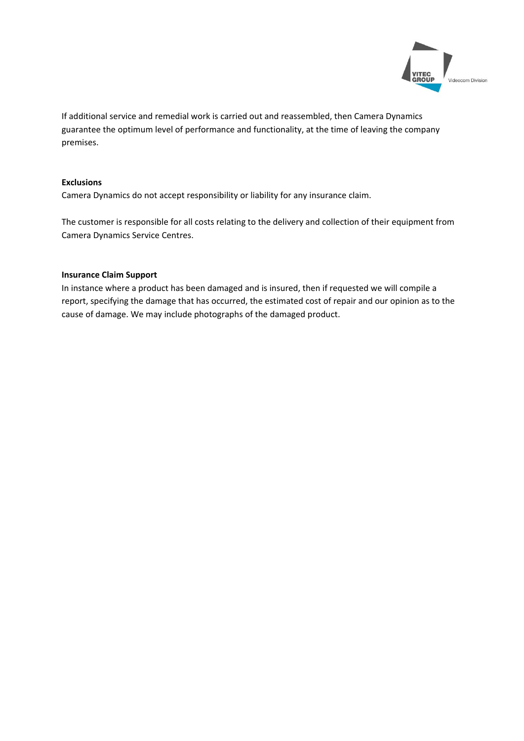If additional service and remedial work is carried out and reassembled, then Camera Dynamics guarantee the optimum level of performance and functionality, at the time of leaving the company premises.

**Exclusions**

Camera Dynamics do not accept responsibility or liability for any insurance claim.

The customer is responsible for all costs relating to the delivery and collection of their equipment from Camera Dynamics Service Centres.

**Insurance Claim Support**

In instance where a product has been damaged and is insured, then if requested we will compile a report, specifying the damage that has occurred, the estimated cost of repair and our opinion as to the cause of damage. We may include photographs of the damaged product.